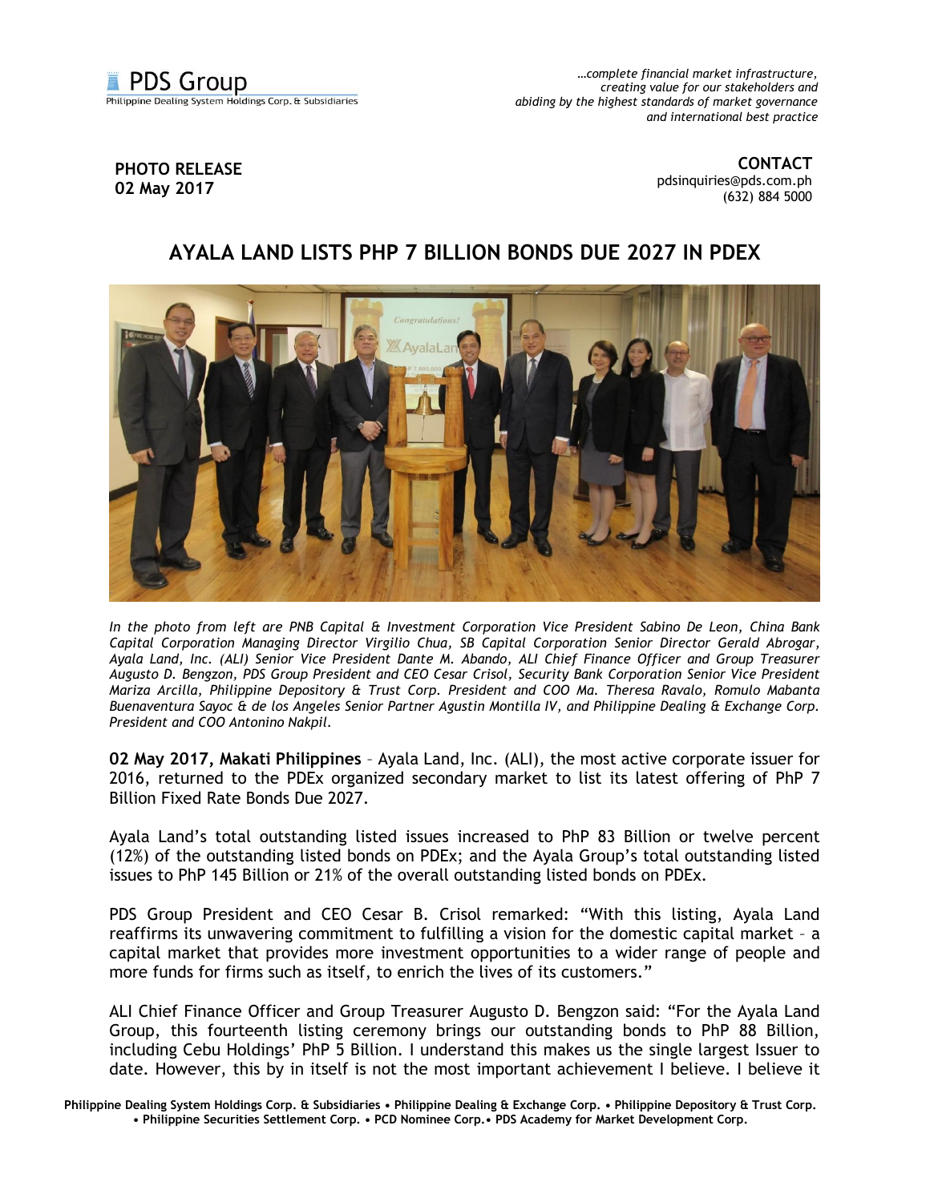PDS Group
Philippine Dealing System Holdings Corp. & Subsidiaries

*…complete financial market infrastructure, creating value for our stakeholders and abiding by the highest standards of market governance and international best practice*

**PHOTO RELEASE**
**02 May 2017**

**CONTACT**
pdsinquiries@pds.com.ph
(632) 884 5000

# AYALA LAND LISTS PHP 7 BILLION BONDS DUE 2027 IN PDEX

*In the photo from left are PNB Capital & Investment Corporation Vice President Sabino De Leon, China Bank Capital Corporation Managing Director Virgilio Chua, SB Capital Corporation Senior Director Gerald Abrogar, Ayala Land, Inc. (ALI) Senior Vice President Dante M. Abando, ALI Chief Finance Officer and Group Treasurer Augusto D. Bengzon, PDS Group President and CEO Cesar Crisol, Security Bank Corporation Senior Vice President Mariza Arcilla, Philippine Depository & Trust Corp. President and COO Ma. Theresa Ravalo, Romulo Mabanta Buenaventura Sayoc & de los Angeles Senior Partner Agustin Montilla IV, and Philippine Dealing & Exchange Corp. President and COO Antonino Nakpil.*

**02 May 2017, Makati Philippines** – Ayala Land, Inc. (ALI), the most active corporate issuer for 2016, returned to the PDEx organized secondary market to list its latest offering of PhP 7 Billion Fixed Rate Bonds Due 2027.

Ayala Land's total outstanding listed issues increased to PhP 83 Billion or twelve percent (12%) of the outstanding listed bonds on PDEx; and the Ayala Group's total outstanding listed issues to PhP 145 Billion or 21% of the overall outstanding listed bonds on PDEx.

PDS Group President and CEO Cesar B. Crisol remarked: "With this listing, Ayala Land reaffirms its unwavering commitment to fulfilling a vision for the domestic capital market – a capital market that provides more investment opportunities to a wider range of people and more funds for firms such as itself, to enrich the lives of its customers."

ALI Chief Finance Officer and Group Treasurer Augusto D. Bengzon said: "For the Ayala Land Group, this fourteenth listing ceremony brings our outstanding bonds to PhP 88 Billion, including Cebu Holdings' PhP 5 Billion. I understand this makes us the single largest Issuer to date. However, this by in itself is not the most important achievement I believe. I believe it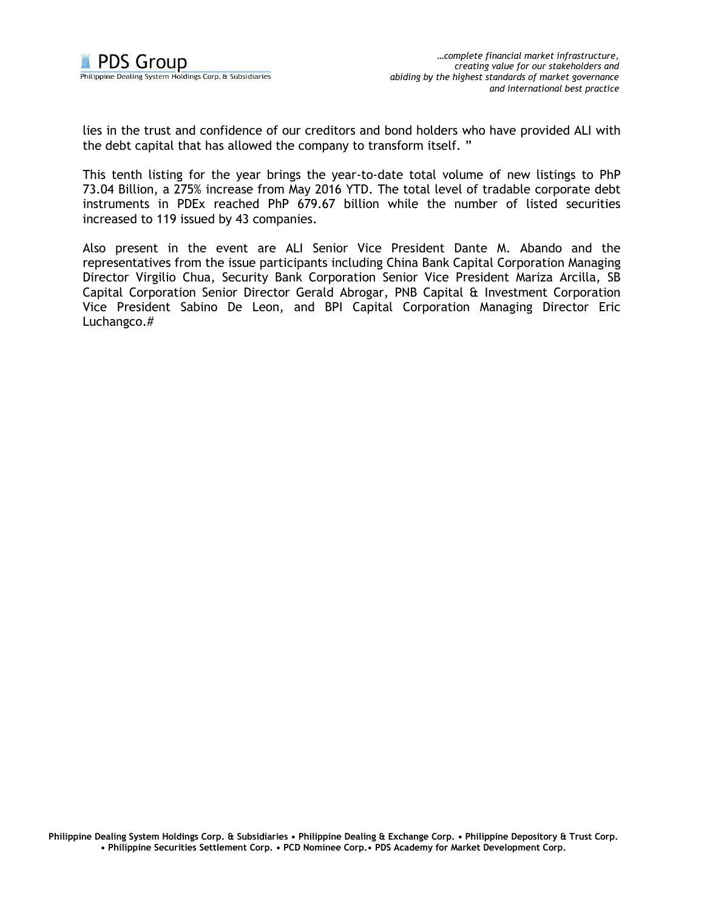lies in the trust and confidence of our creditors and bond holders who have provided ALI with the debt capital that has allowed the company to transform itself. ”

This tenth listing for the year brings the year-to-date total volume of new listings to PhP 73.04 Billion, a 275% increase from May 2016 YTD. The total level of tradable corporate debt instruments in PDEx reached PhP 679.67 billion while the number of listed securities increased to 119 issued by 43 companies.

Also present in the event are ALI Senior Vice President Dante M. Abando and the representatives from the issue participants including China Bank Capital Corporation Managing Director Virgilio Chua, Security Bank Corporation Senior Vice President Mariza Arcilla, SB Capital Corporation Senior Director Gerald Abrogar, PNB Capital & Investment Corporation Vice President Sabino De Leon, and BPI Capital Corporation Managing Director Eric Luchangco.#